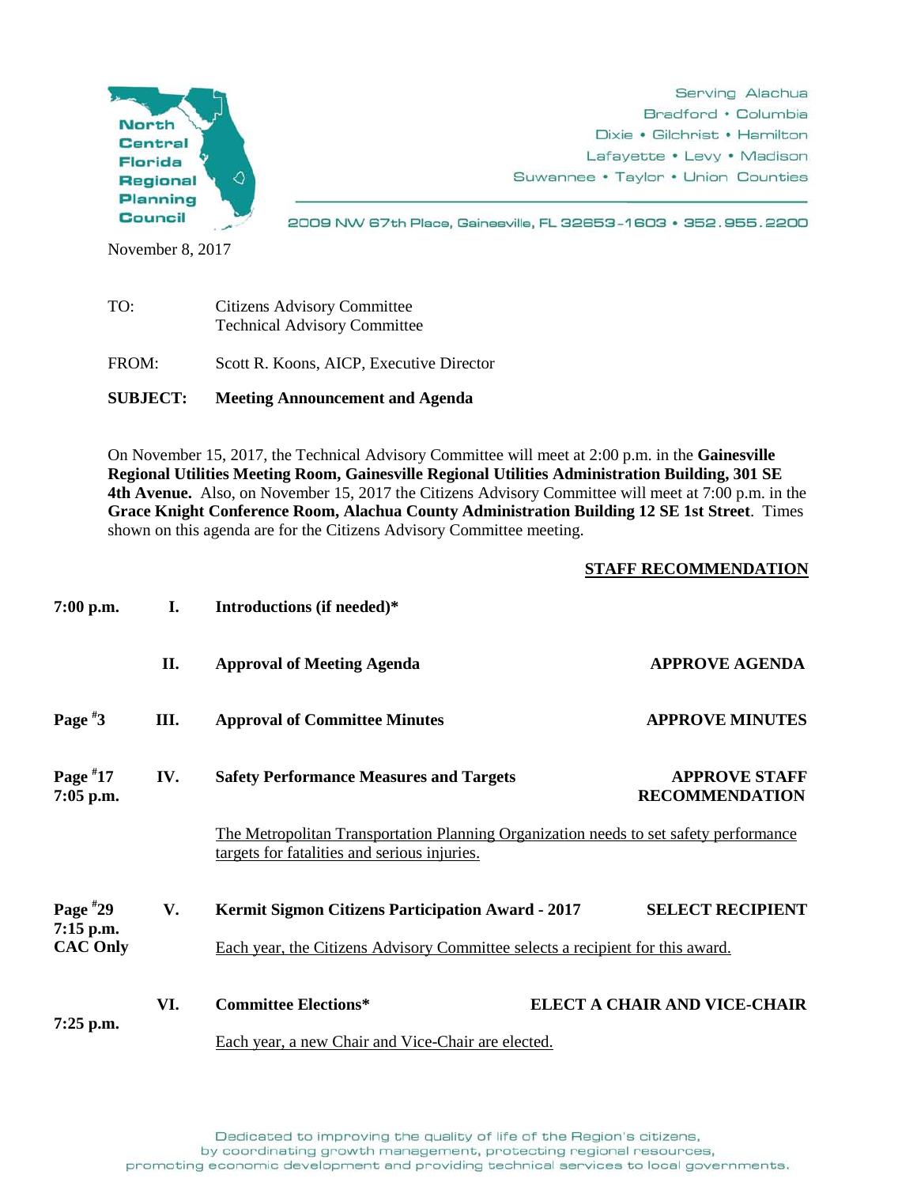North Central Florida Regional Planning Council

Serving Alachua
Bradford • Columbia
Dixie • Gilchrist • Hamilton
Lafayette • Levy • Madison
Suwannee • Taylor • Union Counties

2009 NW 67th Place, Gainesville, FL 32653-1603 • 352.955.2200

November 8, 2017

TO: Citizens Advisory Committee
Technical Advisory Committee

FROM: Scott R. Koons, AICP, Executive Director

**SUBJECT: Meeting Announcement and Agenda**

On November 15, 2017, the Technical Advisory Committee will meet at 2:00 p.m. in the **Gainesville Regional Utilities Meeting Room, Gainesville Regional Utilities Administration Building, 301 SE 4th Avenue.** Also, on November 15, 2017 the Citizens Advisory Committee will meet at 7:00 p.m. in the **Grace Knight Conference Room, Alachua County Administration Building 12 SE 1st Street**. Times shown on this agenda are for the Citizens Advisory Committee meeting.

| | | | **STAFF RECOMMENDATION** |
|---|---|---|---|
| **7:00 p.m.** | **I.** | **Introductions (if needed)*** | |
| | **II.** | **Approval of Meeting Agenda** | **APPROVE AGENDA** |
| **Page #3** | **III.** | **Approval of Committee Minutes** | **APPROVE MINUTES** |
| **Page #17** **7:05 p.m.** | **IV.** | **Safety Performance Measures and Targets** <br> The Metropolitan Transportation Planning Organization needs to set safety performance targets for fatalities and serious injuries. | **APPROVE STAFF RECOMMENDATION** |
| **Page #29** **7:15 p.m.** **CAC Only** | **V.** | **Kermit Sigmon Citizens Participation Award - 2017** <br> Each year, the Citizens Advisory Committee selects a recipient for this award. | **SELECT RECIPIENT** |
| **7:25 p.m.** | **VI.** | **Committee Elections*** <br> Each year, a new Chair and Vice-Chair are elected. | **ELECT A CHAIR AND VICE-CHAIR** |

Dedicated to improving the quality of life of the Region's citizens,
by coordinating growth management, protecting regional resources,
promoting economic development and providing technical services to local governments.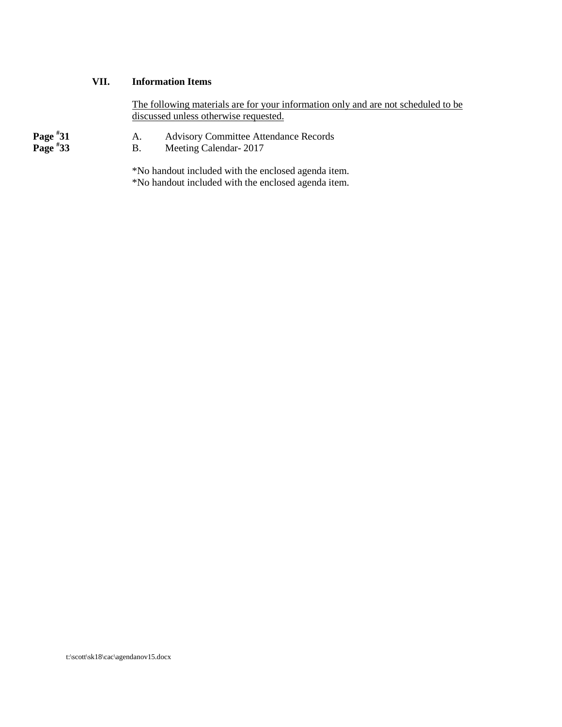## VII. Information Items

The following materials are for your information only and are not scheduled to be discussed unless otherwise requested.

**Page #31** A. Advisory Committee Attendance Records
**Page #33** B. Meeting Calendar- 2017

*No handout included with the enclosed agenda item.
*No handout included with the enclosed agenda item.

t:\scott\sk18\cac\agendanov15.docx